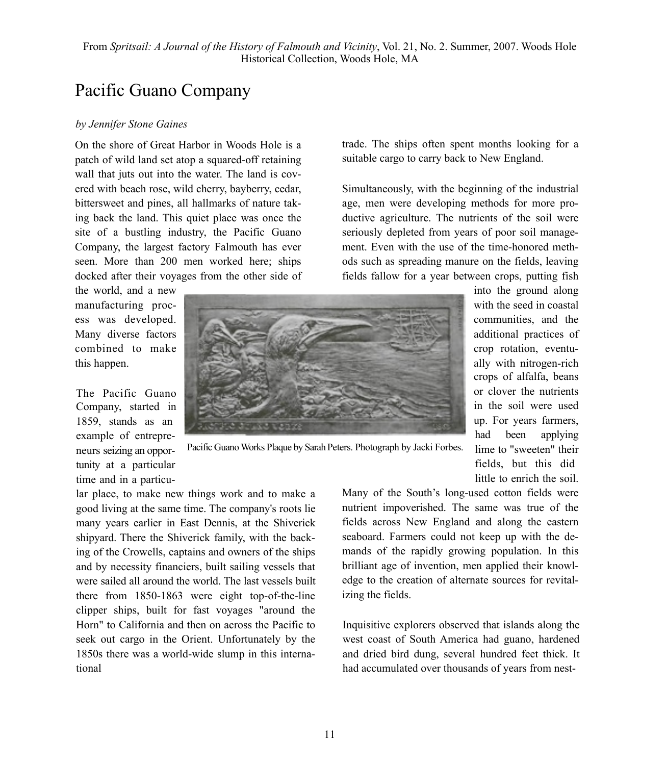From *Spritsail: A Journal of the History of Falmouth and Vicinity*, Vol. 21, No. 2. Summer, 2007. Woods Hole Historical Collection, Woods Hole, MA

# Pacific Guano Company

*by Jennifer Stone Gaines*

On the shore of Great Harbor in Woods Hole is a patch of wild land set atop a squared-off retaining wall that juts out into the water. The land is covered with beach rose, wild cherry, bayberry, cedar, bittersweet and pines, all hallmarks of nature taking back the land. This quiet place was once the site of a bustling industry, the Pacific Guano Company, the largest factory Falmouth has ever seen. More than 200 men worked here; ships docked after their voyages from the other side of the world, and a new manufacturing process was developed. Many diverse factors combined to make this happen.

The Pacific Guano Company, started in 1859, stands as an example of entrepreneurs seizing an opportunity at a particular time and in a particular place, to make new things work and to make a good living at the same time. The company's roots lie many years earlier in East Dennis, at the Shiverick shipyard. There the Shiverick family, with the backing of the Crowells, captains and owners of the ships and by necessity financiers, built sailing vessels that were sailed all around the world. The last vessels built there from 1850-1863 were eight top-of-the-line clipper ships, built for fast voyages "around the Horn" to California and then on across the Pacific to seek out cargo in the Orient. Unfortunately by the 1850s there was a world-wide slump in this international trade. The ships often spent months looking for a suitable cargo to carry back to New England.

Pacific Guano Works Plaque by Sarah Peters. Photograph by Jacki Forbes.

Simultaneously, with the beginning of the industrial age, men were developing methods for more productive agriculture. The nutrients of the soil were seriously depleted from years of poor soil management. Even with the use of the time-honored methods such as spreading manure on the fields, leaving fields fallow for a year between crops, putting fish into the ground along with the seed in coastal communities, and the additional practices of crop rotation, eventually with nitrogen-rich crops of alfalfa, beans or clover the nutrients in the soil were used up. For years farmers, had been applying lime to "sweeten" their fields, but this did little to enrich the soil. Many of the South's long-used cotton fields were nutrient impoverished. The same was true of the fields across New England and along the eastern seaboard. Farmers could not keep up with the demands of the rapidly growing population. In this brilliant age of invention, men applied their knowledge to the creation of alternate sources for revitalizing the fields.

Inquisitive explorers observed that islands along the west coast of South America had guano, hardened and dried bird dung, several hundred feet thick. It had accumulated over thousands of years from nest-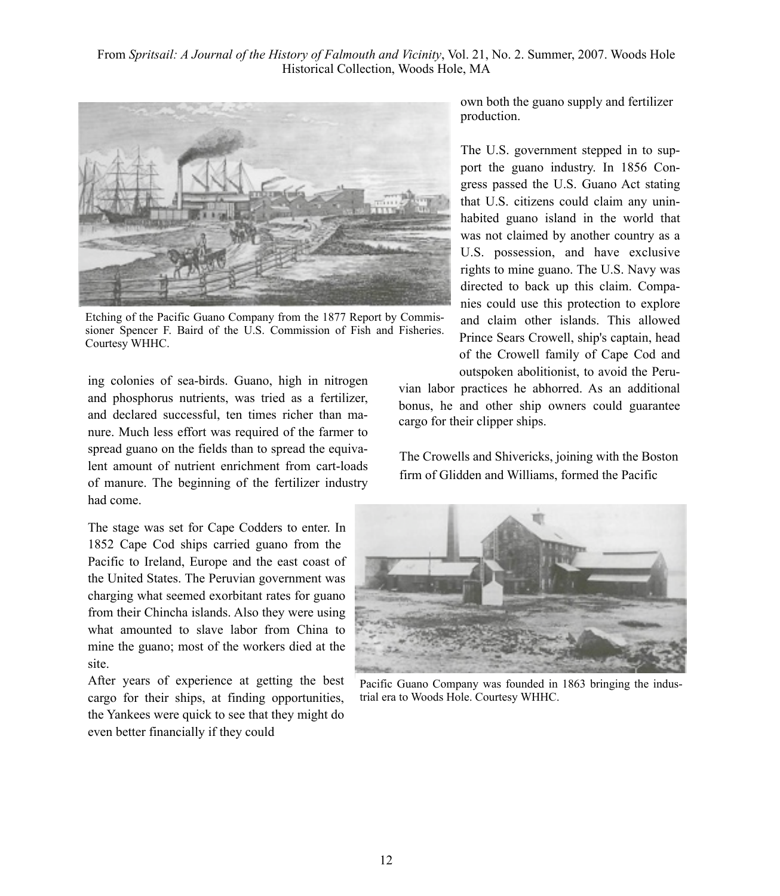Etching of the Pacific Guano Company from the 1877 Report by Commissioner Spencer F. Baird of the U.S. Commission of Fish and Fisheries. Courtesy WHHC.

ing colonies of sea-birds. Guano, high in nitrogen and phosphorus nutrients, was tried as a fertilizer, and declared successful, ten times richer than manure. Much less effort was required of the farmer to spread guano on the fields than to spread the equivalent amount of nutrient enrichment from cart-loads of manure. The beginning of the fertilizer industry had come.

The stage was set for Cape Codders to enter. In 1852 Cape Cod ships carried guano from the Pacific to Ireland, Europe and the east coast of the United States. The Peruvian government was charging what seemed exorbitant rates for guano from their Chincha islands. Also they were using what amounted to slave labor from China to mine the guano; most of the workers died at the site.

After years of experience at getting the best cargo for their ships, at finding opportunities, the Yankees were quick to see that they might do even better financially if they could own both the guano supply and fertilizer production.

The U.S. government stepped in to support the guano industry. In 1856 Congress passed the U.S. Guano Act stating that U.S. citizens could claim any uninhabited guano island in the world that was not claimed by another country as a U.S. possession, and have exclusive rights to mine guano. The U.S. Navy was directed to back up this claim. Companies could use this protection to explore and claim other islands. This allowed Prince Sears Crowell, ship's captain, head of the Crowell family of Cape Cod and outspoken abolitionist, to avoid the Peruvian labor practices he abhorred. As an additional bonus, he and other ship owners could guarantee cargo for their clipper ships.

The Crowells and Shivericks, joining with the Boston firm of Glidden and Williams, formed the Pacific

Pacific Guano Company was founded in 1863 bringing the industrial era to Woods Hole. Courtesy WHHC.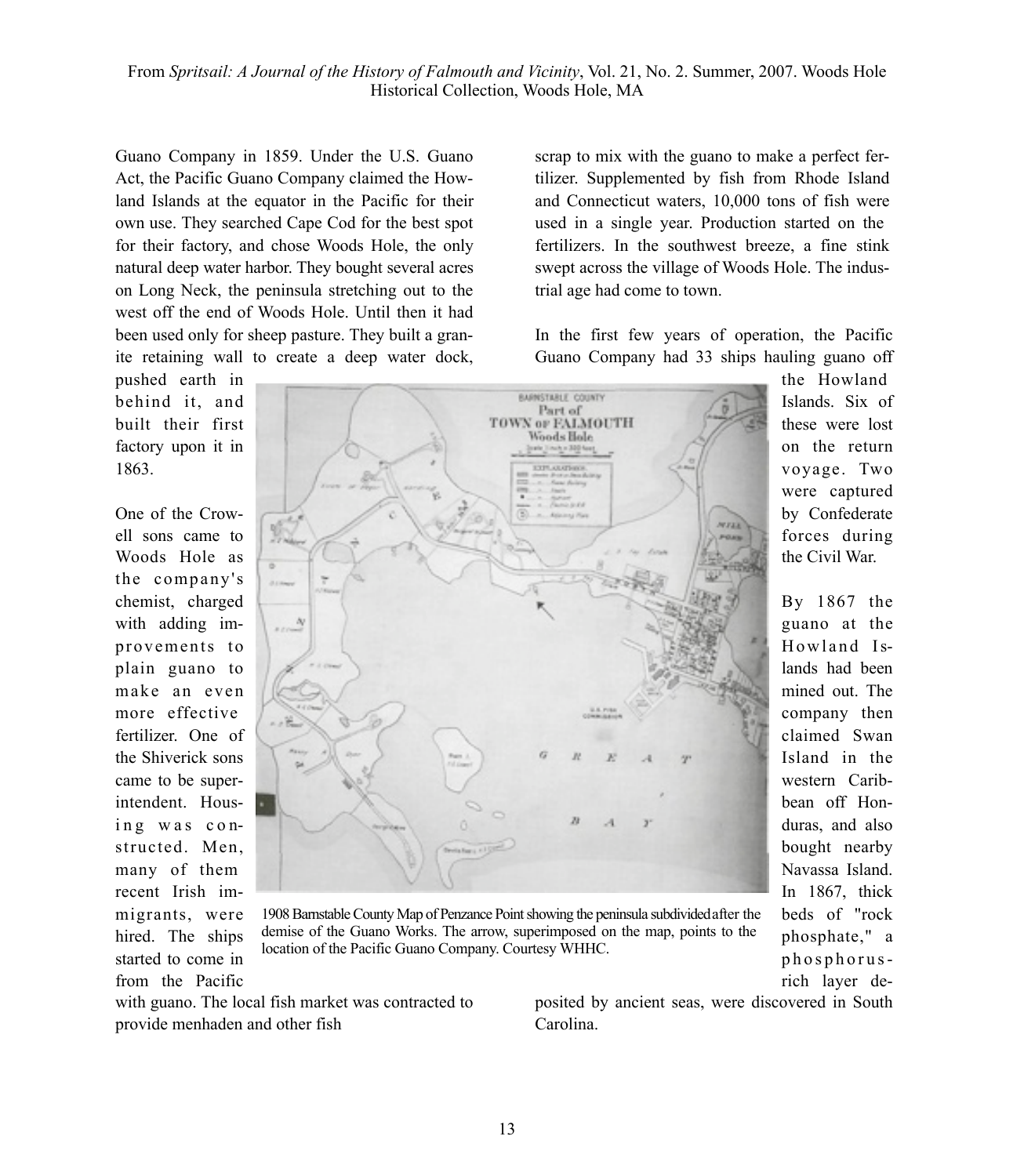Guano Company in 1859. Under the U.S. Guano Act, the Pacific Guano Company claimed the Howland Islands at the equator in the Pacific for their own use. They searched Cape Cod for the best spot for their factory, and chose Woods Hole, the only natural deep water harbor. They bought several acres on Long Neck, the peninsula stretching out to the west off the end of Woods Hole. Until then it had been used only for sheep pasture. They built a granite retaining wall to create a deep water dock, pushed earth in behind it, and built their first factory upon it in 1863.

One of the Crowell sons came to Woods Hole as the company's chemist, charged with adding improvements to plain guano to make an even more effective fertilizer. One of the Shiverick sons came to be superintendent. Housing was constructed. Men, many of them recent Irish immigrants, were hired. The ships started to come in from the Pacific with guano. The local fish market was contracted to provide menhaden and other fish scrap to mix with the guano to make a perfect fertilizer. Supplemented by fish from Rhode Island and Connecticut waters, 10,000 tons of fish were used in a single year. Production started on the fertilizers. In the southwest breeze, a fine stink swept across the village of Woods Hole. The industrial age had come to town.

1908 Barnstable County Map of Penzance Point showing the peninsula subdivided after the demise of the Guano Works. The arrow, superimposed on the map, points to the location of the Pacific Guano Company. Courtesy WHHC.

In the first few years of operation, the Pacific Guano Company had 33 ships hauling guano off the Howland Islands. Six of these were lost on the return voyage. Two were captured by Confederate forces during the Civil War.

By 1867 the guano at the Howland Islands had been mined out. The company then claimed Swan Island in the western Caribbean off Honduras, and also bought nearby Navassa Island. In 1867, thick beds of "rock phosphate," a phosphorus-rich layer deposited by ancient seas, were discovered in South Carolina.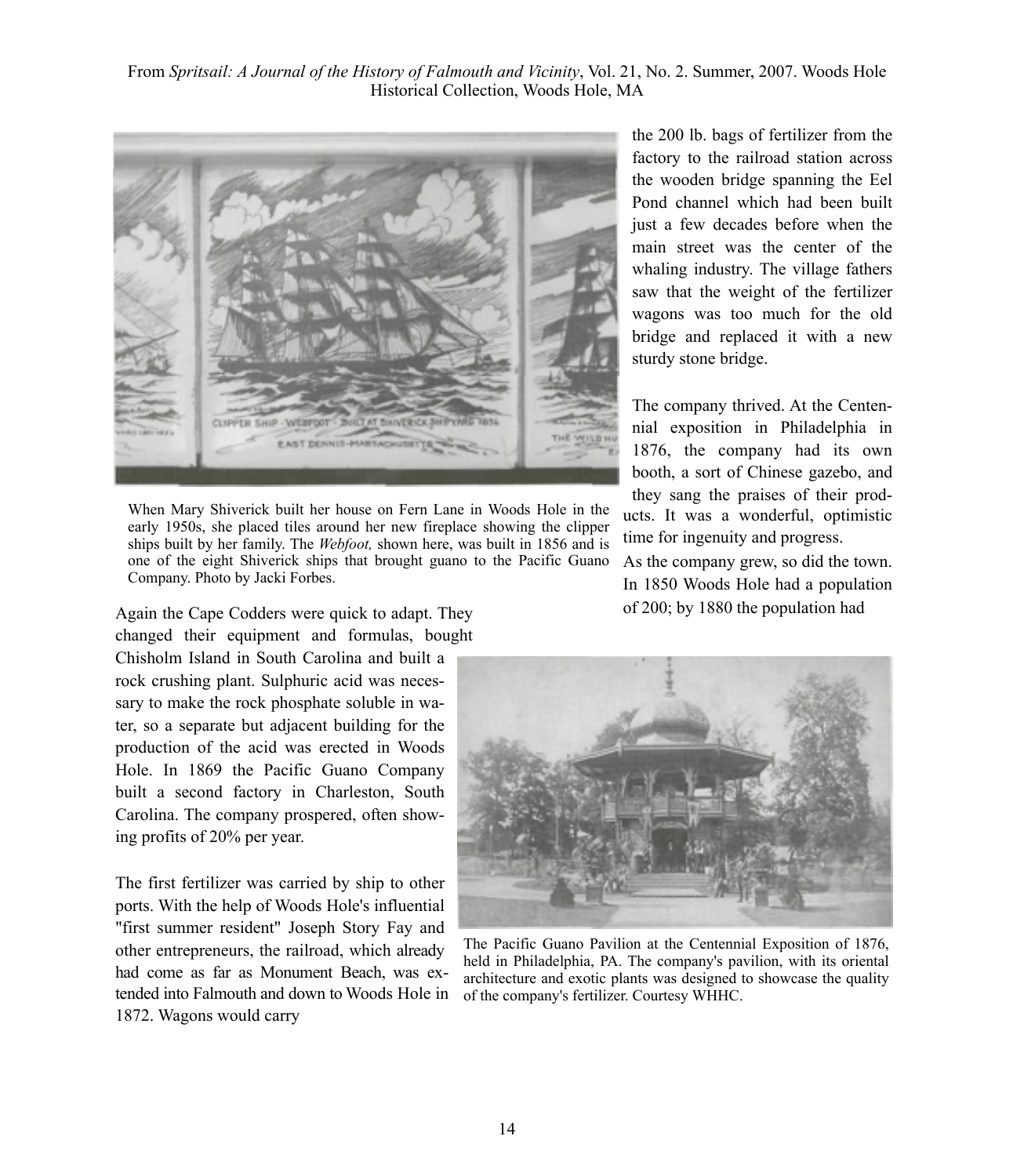When Mary Shiverick built her house on Fern Lane in Woods Hole in the early 1950s, she placed tiles around her new fireplace showing the clipper ships built by her family. The *Webfoot,* shown here, was built in 1856 and is one of the eight Shiverick ships that brought guano to the Pacific Guano Company. Photo by Jacki Forbes.

Again the Cape Codders were quick to adapt. They changed their equipment and formulas, bought Chisholm Island in South Carolina and built a rock crushing plant. Sulphuric acid was necessary to make the rock phosphate soluble in water, so a separate but adjacent building for the production of the acid was erected in Woods Hole. In 1869 the Pacific Guano Company built a second factory in Charleston, South Carolina. The company prospered, often showing profits of 20% per year.

The first fertilizer was carried by ship to other ports. With the help of Woods Hole's influential "first summer resident" Joseph Story Fay and other entrepreneurs, the railroad, which already had come as far as Monument Beach, was extended into Falmouth and down to Woods Hole in 1872. Wagons would carry the 200 lb. bags of fertilizer from the factory to the railroad station across the wooden bridge spanning the Eel Pond channel which had been built just a few decades before when the main street was the center of the whaling industry. The village fathers saw that the weight of the fertilizer wagons was too much for the old bridge and replaced it with a new sturdy stone bridge.

The company thrived. At the Centennial exposition in Philadelphia in 1876, the company had its own booth, a sort of Chinese gazebo, and they sang the praises of their products. It was a wonderful, optimistic time for ingenuity and progress.

As the company grew, so did the town. In 1850 Woods Hole had a population of 200; by 1880 the population had

The Pacific Guano Pavilion at the Centennial Exposition of 1876, held in Philadelphia, PA. The company's pavilion, with its oriental architecture and exotic plants was designed to showcase the quality of the company's fertilizer. Courtesy WHHC.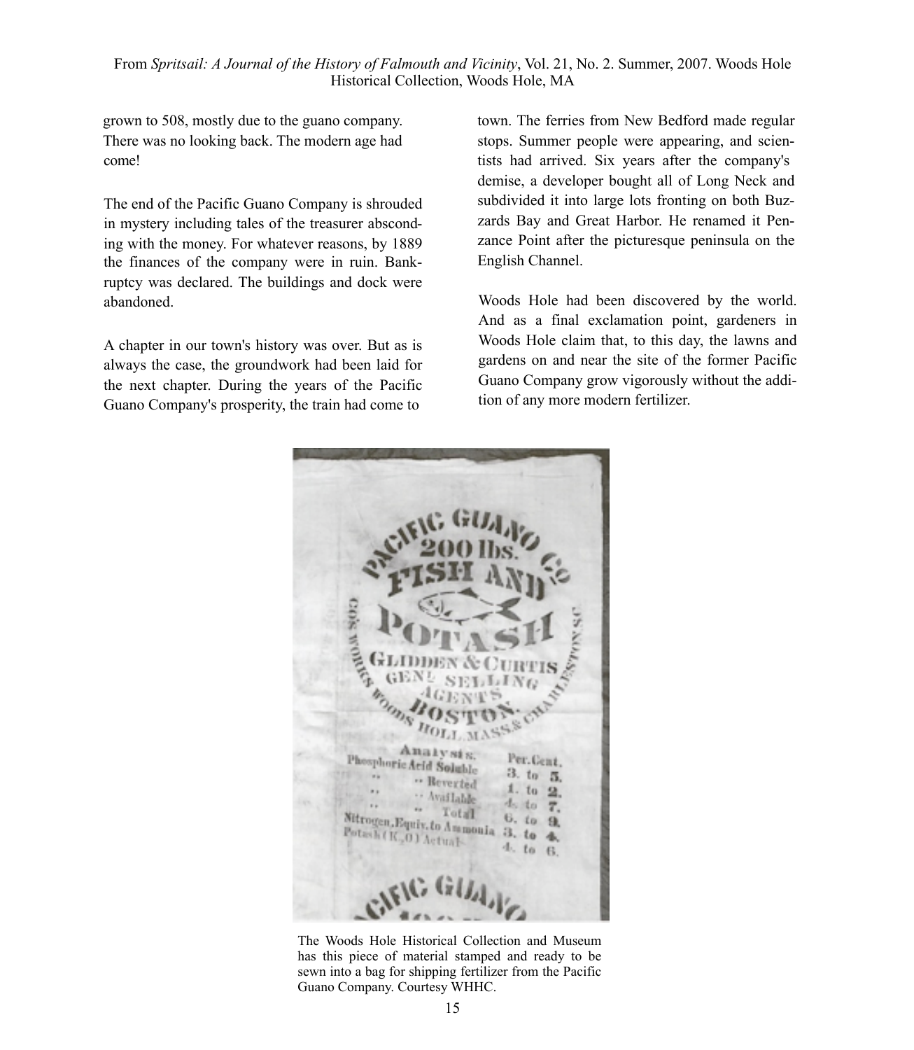grown to 508, mostly due to the guano company. There was no looking back. The modern age had come!

The end of the Pacific Guano Company is shrouded in mystery including tales of the treasurer absconding with the money. For whatever reasons, by 1889 the finances of the company were in ruin. Bankruptcy was declared. The buildings and dock were abandoned.

A chapter in our town's history was over. But as is always the case, the groundwork had been laid for the next chapter. During the years of the Pacific Guano Company's prosperity, the train had come to town. The ferries from New Bedford made regular stops. Summer people were appearing, and scientists had arrived. Six years after the company's demise, a developer bought all of Long Neck and subdivided it into large lots fronting on both Buzzards Bay and Great Harbor. He renamed it Penzance Point after the picturesque peninsula on the English Channel.

Woods Hole had been discovered by the world. And as a final exclamation point, gardeners in Woods Hole claim that, to this day, the lawns and gardens on and near the site of the former Pacific Guano Company grow vigorously without the addition of any more modern fertilizer.

The Woods Hole Historical Collection and Museum has this piece of material stamped and ready to be sewn into a bag for shipping fertilizer from the Pacific Guano Company. Courtesy WHHC.